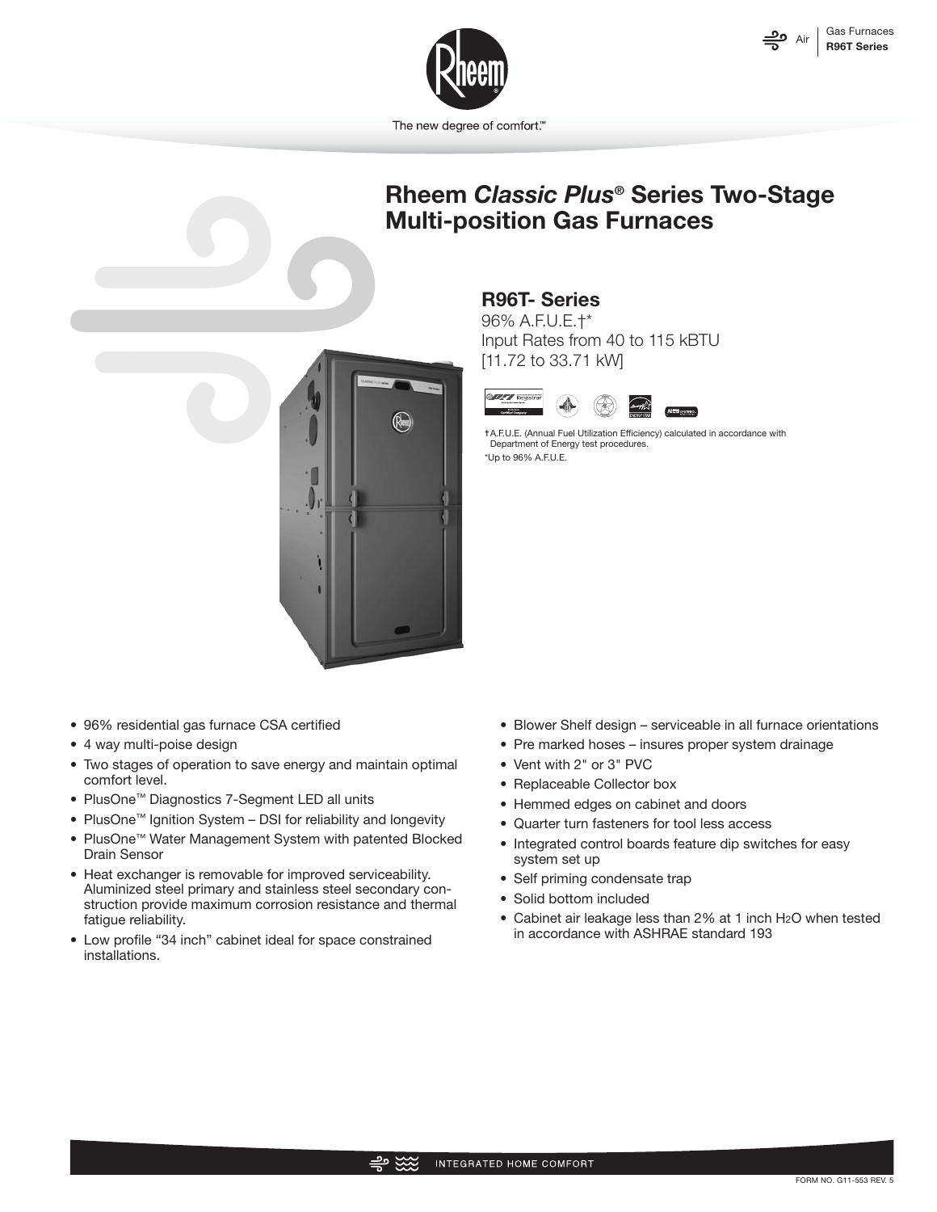The new degree of comfort.™

# Rheem *Classic Plus*® Series Two-Stage Multi-position Gas Furnaces

## R96T- Series

96% A.F.U.E.†*
Input Rates from 40 to 115 kBTU
[11.72 to 33.71 kW]

†A.F.U.E. (Annual Fuel Utilization Efficiency) calculated in accordance with Department of Energy test procedures.
*Up to 96% A.F.U.E.

- 96% residential gas furnace CSA certified
- 4 way multi-poise design
- Two stages of operation to save energy and maintain optimal comfort level.
- PlusOne™ Diagnostics 7-Segment LED all units
- PlusOne™ Ignition System – DSI for reliability and longevity
- PlusOne™ Water Management System with patented Blocked Drain Sensor
- Heat exchanger is removable for improved serviceability. Aluminized steel primary and stainless steel secondary construction provide maximum corrosion resistance and thermal fatigue reliability.
- Low profile "34 inch" cabinet ideal for space constrained installations.
- Blower Shelf design – serviceable in all furnace orientations
- Pre marked hoses – insures proper system drainage
- Vent with 2" or 3" PVC
- Replaceable Collector box
- Hemmed edges on cabinet and doors
- Quarter turn fasteners for tool less access
- Integrated control boards feature dip switches for easy system set up
- Self priming condensate trap
- Solid bottom included
- Cabinet air leakage less than 2% at 1 inch $H_2O$ when tested in accordance with ASHRAE standard 193

INTEGRATED HOME COMFORT

FORM NO. G11-553 REV. 5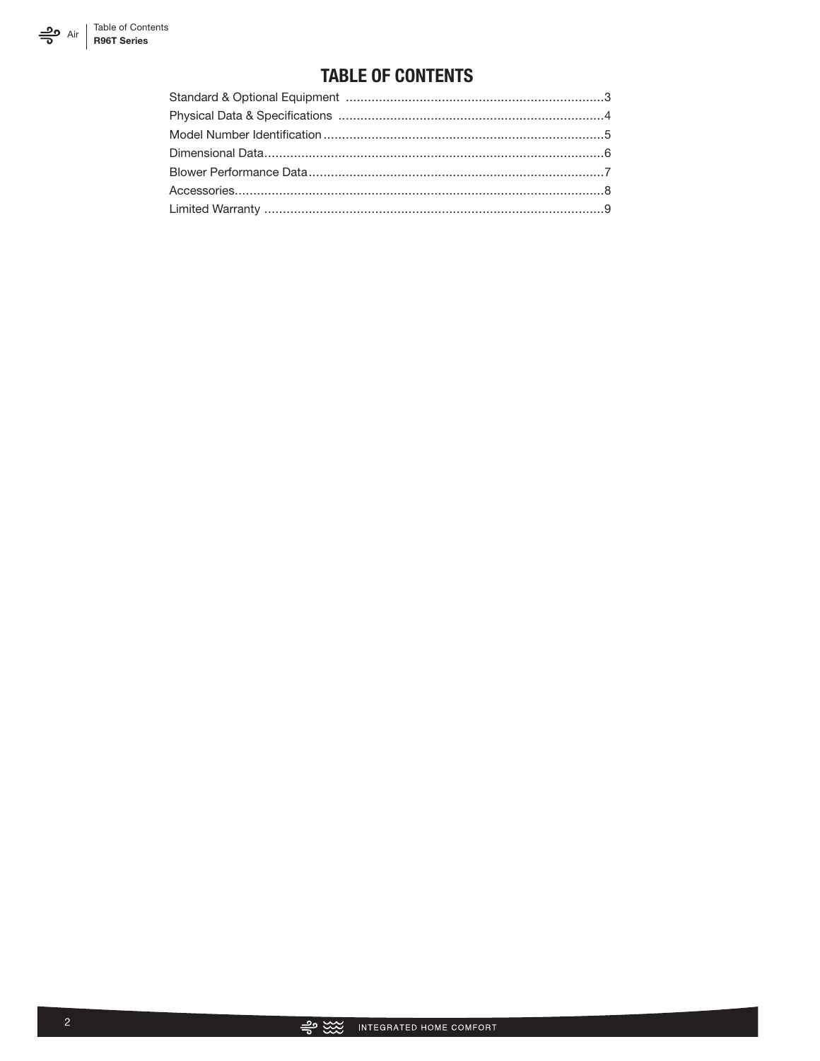# TABLE OF CONTENTS

Standard & Optional Equipment ......................................................................3
Physical Data & Specifications ........................................................................4
Model Number Identification ............................................................................5
Dimensional Data............................................................................................6
Blower Performance Data................................................................................7
Accessories....................................................................................................8
Limited Warranty ............................................................................................9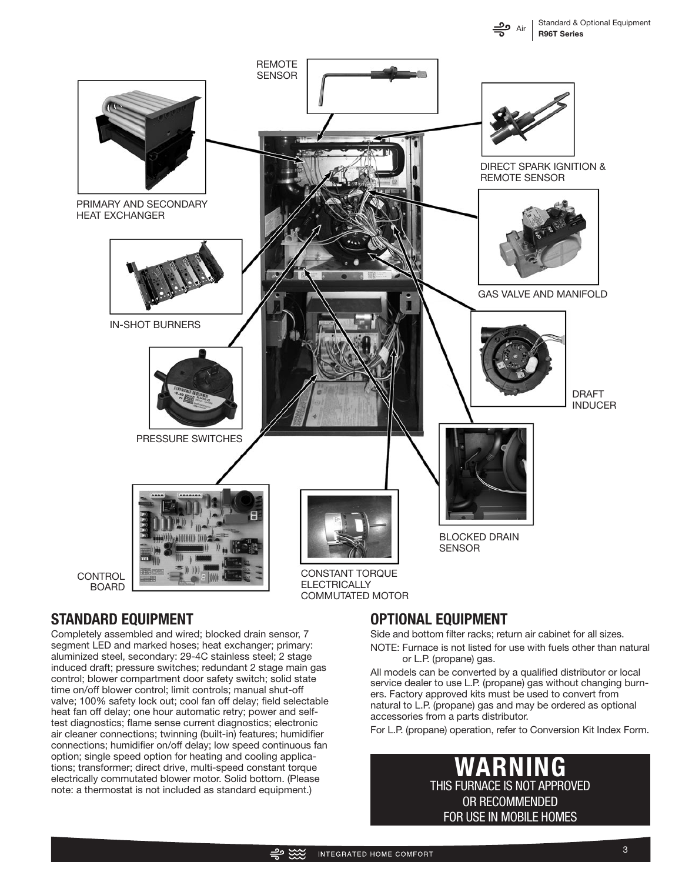REMOTE SENSOR

PRIMARY AND SECONDARY HEAT EXCHANGER

DIRECT SPARK IGNITION & REMOTE SENSOR

IN-SHOT BURNERS

GAS VALVE AND MANIFOLD

PRESSURE SWITCHES

DRAFT INDUCER

BLOCKED DRAIN SENSOR

CONTROL BOARD

CONSTANT TORQUE ELECTRICALLY COMMUTATED MOTOR

## STANDARD EQUIPMENT

Completely assembled and wired; blocked drain sensor, 7 segment LED and marked hoses; heat exchanger; primary: aluminized steel, secondary: 29-4C stainless steel; 2 stage induced draft; pressure switches; redundant 2 stage main gas control; blower compartment door safety switch; solid state time on/off blower control; limit controls; manual shut-off valve; 100% safety lock out; cool fan off delay; field selectable heat fan off delay; one hour automatic retry; power and self-test diagnostics; flame sense current diagnostics; electronic air cleaner connections; twinning (built-in) features; humidifier connections; humidifier on/off delay; low speed continuous fan option; single speed option for heating and cooling applications; transformer; direct drive, multi-speed constant torque electrically commutated blower motor. Solid bottom. (Please note: a thermostat is not included as standard equipment.)

## OPTIONAL EQUIPMENT

Side and bottom filter racks; return air cabinet for all sizes.

NOTE: Furnace is not listed for use with fuels other than natural or L.P. (propane) gas.

All models can be converted by a qualified distributor or local service dealer to use L.P. (propane) gas without changing burners. Factory approved kits must be used to convert from natural to L.P. (propane) gas and may be ordered as optional accessories from a parts distributor.

For L.P. (propane) operation, refer to Conversion Kit Index Form.

**WARNING**

THIS FURNACE IS NOT APPROVED OR RECOMMENDED FOR USE IN MOBILE HOMES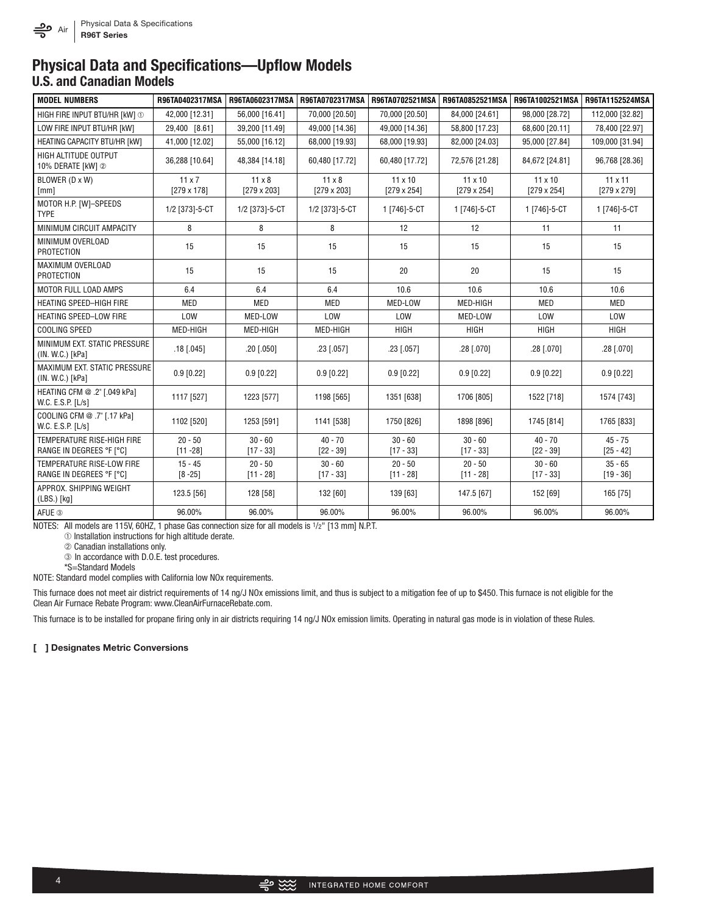# Physical Data and Specifications—Upflow Models

## U.S. and Canadian Models

| MODEL NUMBERS | R96TA0402317MSA | R96TA0602317MSA | R96TA0702317MSA | R96TA0702521MSA | R96TA0852521MSA | R96TA1002521MSA | R96TA1152524MSA |
|---|---|---|---|---|---|---|---|
| HIGH FIRE INPUT BTU/HR [kW] ① | 42,000 [12.31] | 56,000 [16.41] | 70,000 [20.50] | 70,000 [20.50] | 84,000 [24.61] | 98,000 [28.72] | 112,000 [32.82] |
| LOW FIRE INPUT BTU/HR [kW] | 29,400 [8.61] | 39,200 [11.49] | 49,000 [14.36] | 49,000 [14.36] | 58,800 [17.23] | 68,600 [20.11] | 78,400 [22.97] |
| HEATING CAPACITY BTU/HR [kW] | 41,000 [12.02] | 55,000 [16.12] | 68,000 [19.93] | 68,000 [19.93] | 82,000 [24.03] | 95,000 [27.84] | 109,000 [31.94] |
| HIGH ALTITUDE OUTPUT 10% DERATE [kW] ② | 36,288 [10.64] | 48,384 [14.18] | 60,480 [17.72] | 60,480 [17.72] | 72,576 [21.28] | 84,672 [24.81] | 96,768 [28.36] |
| BLOWER (D x W) [mm] | 11 x 7 [279 x 178] | 11 x 8 [279 x 203] | 11 x 8 [279 x 203] | 11 x 10 [279 x 254] | 11 x 10 [279 x 254] | 11 x 10 [279 x 254] | 11 x 11 [279 x 279] |
| MOTOR H.P. [W]–SPEEDS TYPE | 1/2 [373]-5-CT | 1/2 [373]-5-CT | 1/2 [373]-5-CT | 1 [746]-5-CT | 1 [746]-5-CT | 1 [746]-5-CT | 1 [746]-5-CT |
| MINIMUM CIRCUIT AMPACITY | 8 | 8 | 8 | 12 | 12 | 11 | 11 |
| MINIMUM OVERLOAD PROTECTION | 15 | 15 | 15 | 15 | 15 | 15 | 15 |
| MAXIMUM OVERLOAD PROTECTION | 15 | 15 | 15 | 20 | 20 | 15 | 15 |
| MOTOR FULL LOAD AMPS | 6.4 | 6.4 | 6.4 | 10.6 | 10.6 | 10.6 | 10.6 |
| HEATING SPEED–HIGH FIRE | MED | MED | MED | MED-LOW | MED-HIGH | MED | MED |
| HEATING SPEED–LOW FIRE | LOW | MED-LOW | LOW | LOW | MED-LOW | LOW | LOW |
| COOLING SPEED | MED-HIGH | MED-HIGH | MED-HIGH | HIGH | HIGH | HIGH | HIGH |
| MINIMUM EXT. STATIC PRESSURE (IN. W.C.) [kPa] | .18 [.045] | .20 [.050] | .23 [.057] | .23 [.057] | .28 [.070] | .28 [.070] | .28 [.070] |
| MAXIMUM EXT. STATIC PRESSURE (IN. W.C.) [kPa] | 0.9 [0.22] | 0.9 [0.22] | 0.9 [0.22] | 0.9 [0.22] | 0.9 [0.22] | 0.9 [0.22] | 0.9 [0.22] |
| HEATING CFM @ .2" [.049 kPa] W.C. E.S.P. [L/s] | 1117 [527] | 1223 [577] | 1198 [565] | 1351 [638] | 1706 [805] | 1522 [718] | 1574 [743] |
| COOLING CFM @ .7" [.17 kPa] W.C. E.S.P. [L/s] | 1102 [520] | 1253 [591] | 1141 [538] | 1750 [826] | 1898 [896] | 1745 [814] | 1765 [833] |
| TEMPERATURE RISE-HIGH FIRE RANGE IN DEGREES °F [°C] | 20 - 50 [11 -28] | 30 - 60 [17 - 33] | 40 - 70 [22 - 39] | 30 - 60 [17 - 33] | 30 - 60 [17 - 33] | 40 - 70 [22 - 39] | 45 - 75 [25 - 42] |
| TEMPERATURE RISE-LOW FIRE RANGE IN DEGREES °F [°C] | 15 - 45 [8 -25] | 20 - 50 [11 - 28] | 30 - 60 [17 - 33] | 20 - 50 [11 - 28] | 20 - 50 [11 - 28] | 30 - 60 [17 - 33] | 35 - 65 [19 - 36] |
| APPROX. SHIPPING WEIGHT (LBS.) [kg] | 123.5 [56] | 128 [58] | 132 [60] | 139 [63] | 147.5 [67] | 152 [69] | 165 [75] |
| AFUE ③ | 96.00% | 96.00% | 96.00% | 96.00% | 96.00% | 96.00% | 96.00% |

NOTES: All models are 115V, 60HZ, 1 phase Gas connection size for all models is 1/2" [13 mm] N.P.T.

① Installation instructions for high altitude derate.

② Canadian installations only.

③ In accordance with D.O.E. test procedures.

*S=Standard Models

NOTE: Standard model complies with California low NOx requirements.

This furnace does not meet air district requirements of 14 ng/J NOx emissions limit, and thus is subject to a mitigation fee of up to $450. This furnace is not eligible for the Clean Air Furnace Rebate Program: www.CleanAirFurnaceRebate.com.

This furnace is to be installed for propane firing only in air districts requiring 14 ng/J NOx emission limits. Operating in natural gas mode is in violation of these Rules.

**[ ] Designates Metric Conversions**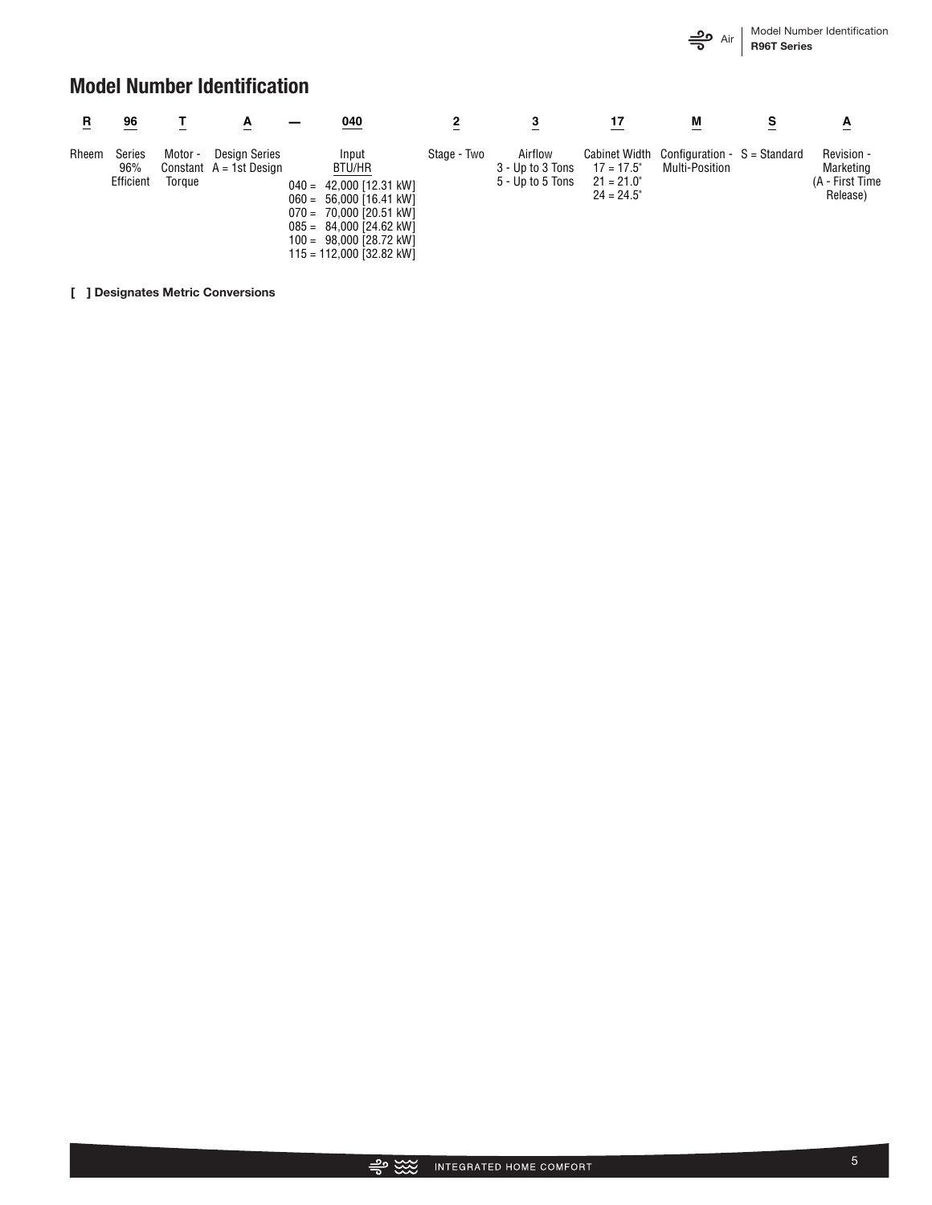## Model Number Identification

| R | 96 | T | A | — | 040 | 2 | 3 | 17 | M | S | A |
|---|---|---|---|---|---|---|---|---|---|---|---|
| Rheem | Series 96% Efficient | Motor - Constant Torque | Design Series A = 1st Design | | Input BTU/HR<br>040 = 42,000 [12.31 kW]<br>060 = 56,000 [16.41 kW]<br>070 = 70,000 [20.51 kW]<br>085 = 84,000 [24.62 kW]<br>100 = 98,000 [28.72 kW]<br>115 = 112,000 [32.82 kW] | Stage - Two | Airflow<br>3 - Up to 3 Tons<br>5 - Up to 5 Tons | Cabinet Width<br>17 = 17.5"<br>21 = 21.0"<br>24 = 24.5" | Configuration - Multi-Position | S = Standard | Revision - Marketing (A - First Time Release) |

**[ ] Designates Metric Conversions**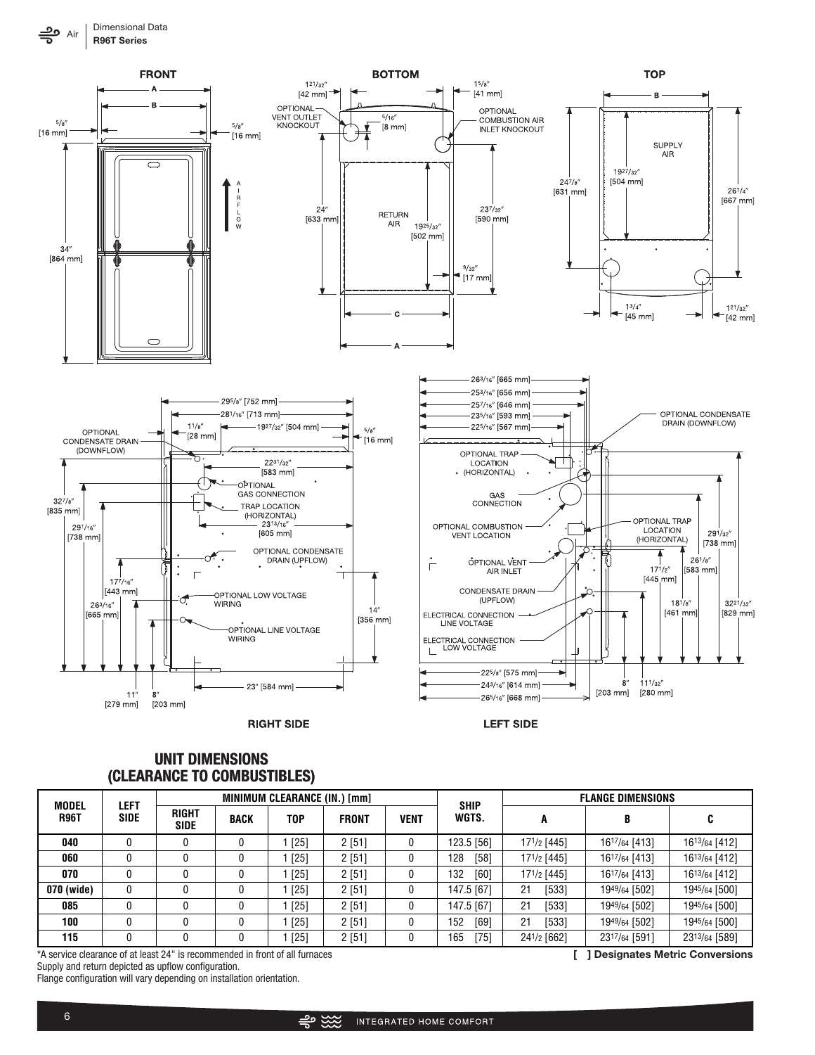## UNIT DIMENSIONS (CLEARANCE TO COMBUSTIBLES)

| MODEL R96T | LEFT SIDE | MINIMUM CLEARANCE (IN.) [mm] | | | | | SHIP WGTS. | FLANGE DIMENSIONS | | |
|---|---|---|---|---|---|---|---|---|---|---|
| | | RIGHT SIDE | BACK | TOP | FRONT | VENT | | A | B | C |
| 040 | 0 | 0 | 0 | 1 [25] | 2 [51] | 0 | 123.5 [56] | 17 1/2 [445] | 16 17/64 [413] | 16 13/64 [412] |
| 060 | 0 | 0 | 0 | 1 [25] | 2 [51] | 0 | 128 [58] | 17 1/2 [445] | 16 17/64 [413] | 16 13/64 [412] |
| 070 | 0 | 0 | 0 | 1 [25] | 2 [51] | 0 | 132 [60] | 17 1/2 [445] | 16 17/64 [413] | 16 13/64 [412] |
| 070 (wide) | 0 | 0 | 0 | 1 [25] | 2 [51] | 0 | 147.5 [67] | 21 [533] | 19 49/64 [502] | 19 45/64 [500] |
| 085 | 0 | 0 | 0 | 1 [25] | 2 [51] | 0 | 147.5 [67] | 21 [533] | 19 49/64 [502] | 19 45/64 [500] |
| 100 | 0 | 0 | 0 | 1 [25] | 2 [51] | 0 | 152 [69] | 21 [533] | 19 49/64 [502] | 19 45/64 [500] |
| 115 | 0 | 0 | 0 | 1 [25] | 2 [51] | 0 | 165 [75] | 24 1/2 [662] | 23 17/64 [591] | 23 13/64 [589] |

*A service clearance of at least 24" is recommended in front of all furnaces

Supply and return depicted as upflow configuration.

Flange configuration will vary depending on installation orientation.

**[ ] Designates Metric Conversions**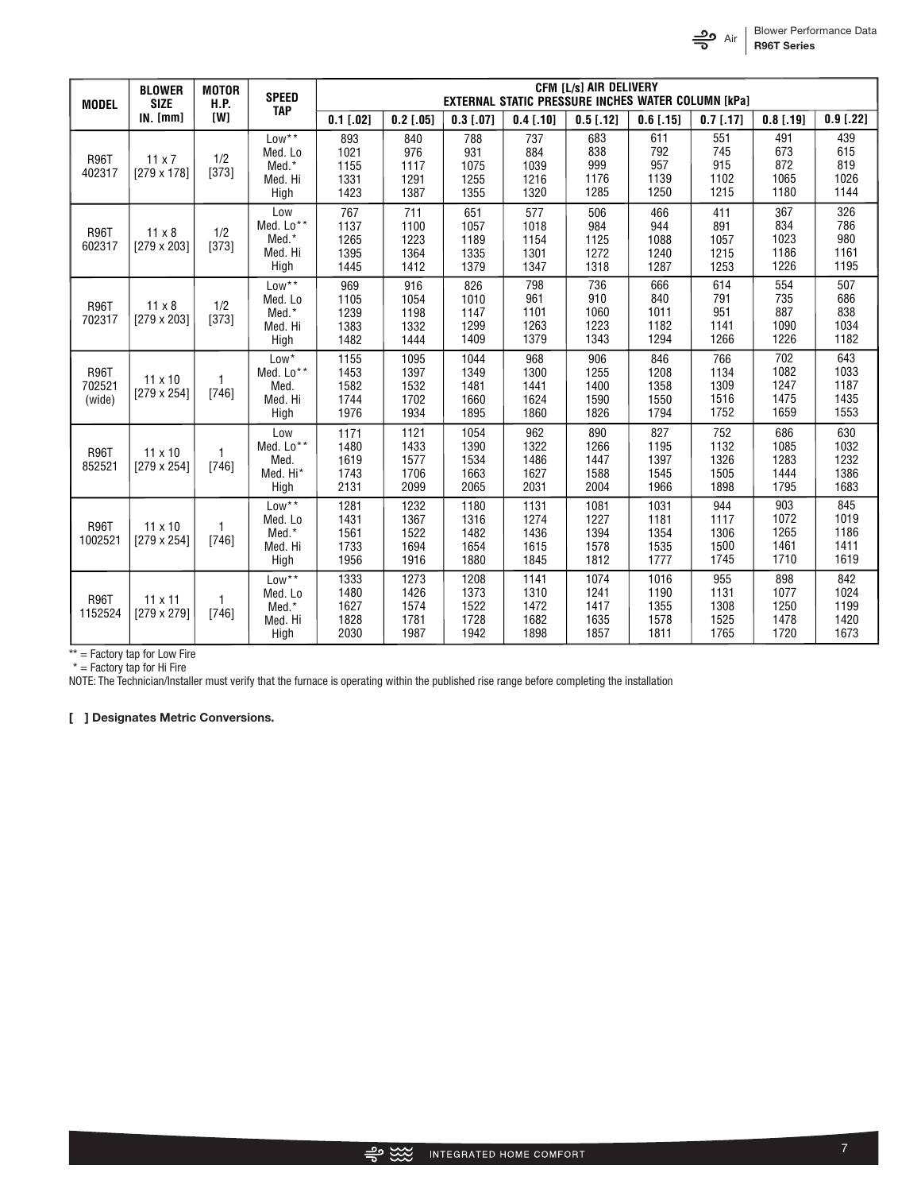| MODEL | BLOWER SIZE IN. [mm] | MOTOR H.P. [W] | SPEED TAP | CFM [L/s] AIR DELIVERY EXTERNAL STATIC PRESSURE INCHES WATER COLUMN [kPa] | | | | | | | | |
|---|---|---|---|---|---|---|---|---|---|---|---|---|
| | | | | 0.1 [.02] | 0.2 [.05] | 0.3 [.07] | 0.4 [.10] | 0.5 [.12] | 0.6 [.15] | 0.7 [.17] | 0.8 [.19] | 0.9 [.22] |
| R96T 402317 | 11 x 7 [279 x 178] | 1/2 [373] | Low** | 893 | 840 | 788 | 737 | 683 | 611 | 551 | 491 | 439 |
| | | | Med. Lo | 1021 | 976 | 931 | 884 | 838 | 792 | 745 | 673 | 615 |
| | | | Med.* | 1155 | 1117 | 1075 | 1039 | 999 | 957 | 915 | 872 | 819 |
| | | | Med. Hi | 1331 | 1291 | 1255 | 1216 | 1176 | 1139 | 1102 | 1065 | 1026 |
| | | | High | 1423 | 1387 | 1355 | 1320 | 1285 | 1250 | 1215 | 1180 | 1144 |
| R96T 602317 | 11 x 8 [279 x 203] | 1/2 [373] | Low | 767 | 711 | 651 | 577 | 506 | 466 | 411 | 367 | 326 |
| | | | Med. Lo** | 1137 | 1100 | 1057 | 1018 | 984 | 944 | 891 | 834 | 786 |
| | | | Med.* | 1265 | 1223 | 1189 | 1154 | 1125 | 1088 | 1057 | 1023 | 980 |
| | | | Med. Hi | 1395 | 1364 | 1335 | 1301 | 1272 | 1240 | 1215 | 1186 | 1161 |
| | | | High | 1445 | 1412 | 1379 | 1347 | 1318 | 1287 | 1253 | 1226 | 1195 |
| R96T 702317 | 11 x 8 [279 x 203] | 1/2 [373] | Low** | 969 | 916 | 826 | 798 | 736 | 666 | 614 | 554 | 507 |
| | | | Med. Lo | 1105 | 1054 | 1010 | 961 | 910 | 840 | 791 | 735 | 686 |
| | | | Med.* | 1239 | 1198 | 1147 | 1101 | 1060 | 1011 | 951 | 887 | 838 |
| | | | Med. Hi | 1383 | 1332 | 1299 | 1263 | 1223 | 1182 | 1141 | 1090 | 1034 |
| | | | High | 1482 | 1444 | 1409 | 1379 | 1343 | 1294 | 1266 | 1226 | 1182 |
| R96T 702521 (wide) | 11 x 10 [279 x 254] | 1 [746] | Low* | 1155 | 1095 | 1044 | 968 | 906 | 846 | 766 | 702 | 643 |
| | | | Med. Lo** | 1453 | 1397 | 1349 | 1300 | 1255 | 1208 | 1134 | 1082 | 1033 |
| | | | Med. | 1582 | 1532 | 1481 | 1441 | 1400 | 1358 | 1309 | 1247 | 1187 |
| | | | Med. Hi | 1744 | 1702 | 1660 | 1624 | 1590 | 1550 | 1516 | 1475 | 1435 |
| | | | High | 1976 | 1934 | 1895 | 1860 | 1826 | 1794 | 1752 | 1659 | 1553 |
| R96T 852521 | 11 x 10 [279 x 254] | 1 [746] | Low | 1171 | 1121 | 1054 | 962 | 890 | 827 | 752 | 686 | 630 |
| | | | Med. Lo** | 1480 | 1433 | 1390 | 1322 | 1266 | 1195 | 1132 | 1085 | 1032 |
| | | | Med. | 1619 | 1577 | 1534 | 1486 | 1447 | 1397 | 1326 | 1283 | 1232 |
| | | | Med. Hi* | 1743 | 1706 | 1663 | 1627 | 1588 | 1545 | 1505 | 1444 | 1386 |
| | | | High | 2131 | 2099 | 2065 | 2031 | 2004 | 1966 | 1898 | 1795 | 1683 |
| R96T 1002521 | 11 x 10 [279 x 254] | 1 [746] | Low** | 1281 | 1232 | 1180 | 1131 | 1081 | 1031 | 944 | 903 | 845 |
| | | | Med. Lo | 1431 | 1367 | 1316 | 1274 | 1227 | 1181 | 1117 | 1072 | 1019 |
| | | | Med.* | 1561 | 1522 | 1482 | 1436 | 1394 | 1354 | 1306 | 1265 | 1186 |
| | | | Med. Hi | 1733 | 1694 | 1654 | 1615 | 1578 | 1535 | 1500 | 1461 | 1411 |
| | | | High | 1956 | 1916 | 1880 | 1845 | 1812 | 1777 | 1745 | 1710 | 1619 |
| R96T 1152524 | 11 x 11 [279 x 279] | 1 [746] | Low** | 1333 | 1273 | 1208 | 1141 | 1074 | 1016 | 955 | 898 | 842 |
| | | | Med. Lo | 1480 | 1426 | 1373 | 1310 | 1241 | 1190 | 1131 | 1077 | 1024 |
| | | | Med.* | 1627 | 1574 | 1522 | 1472 | 1417 | 1355 | 1308 | 1250 | 1199 |
| | | | Med. Hi | 1828 | 1781 | 1728 | 1682 | 1635 | 1578 | 1525 | 1478 | 1420 |
| | | | High | 2030 | 1987 | 1942 | 1898 | 1857 | 1811 | 1765 | 1720 | 1673 |

** = Factory tap for Low Fire

* = Factory tap for Hi Fire

NOTE: The Technician/Installer must verify that the furnace is operating within the published rise range before completing the installation

**[ ] Designates Metric Conversions.**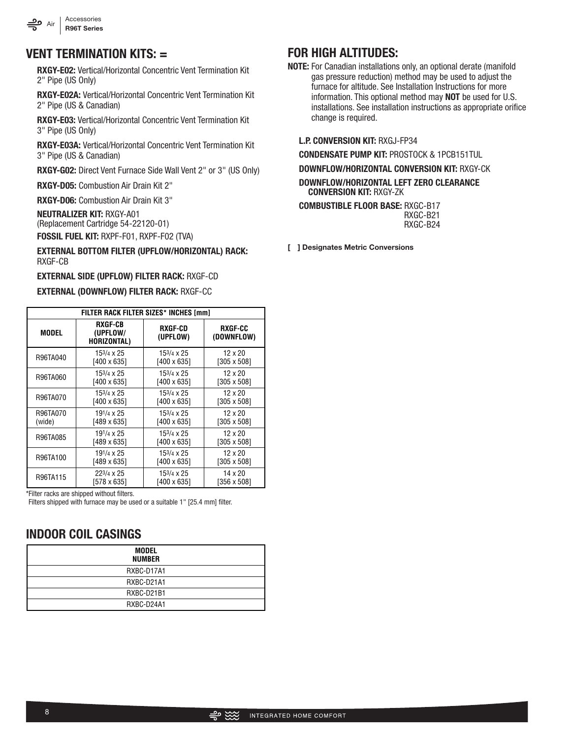## VENT TERMINATION KITS: =

**RXGY-E02:** Vertical/Horizontal Concentric Vent Termination Kit 2" Pipe (US Only)

**RXGY-E02A:** Vertical/Horizontal Concentric Vent Termination Kit 2" Pipe (US & Canadian)

**RXGY-E03:** Vertical/Horizontal Concentric Vent Termination Kit 3" Pipe (US Only)

**RXGY-E03A:** Vertical/Horizontal Concentric Vent Termination Kit 3" Pipe (US & Canadian)

**RXGY-G02:** Direct Vent Furnace Side Wall Vent 2" or 3" (US Only)

**RXGY-D05:** Combustion Air Drain Kit 2"

**RXGY-D06:** Combustion Air Drain Kit 3"

**NEUTRALIZER KIT:** RXGY-A01
(Replacement Cartridge 54-22120-01)

**FOSSIL FUEL KIT:** RXPF-F01, RXPF-F02 (TVA)

**EXTERNAL BOTTOM FILTER (UPFLOW/HORIZONTAL) RACK:** RXGF-CB

**EXTERNAL SIDE (UPFLOW) FILTER RACK:** RXGF-CD

**EXTERNAL (DOWNFLOW) FILTER RACK:** RXGF-CC

| FILTER RACK FILTER SIZES* INCHES [mm] | | | |
|---|---|---|---|
| MODEL | RXGF-CB (UPFLOW/ HORIZONTAL) | RXGF-CD (UPFLOW) | RXGF-CC (DOWNFLOW) |
| R96TA040 | 15 3/4 x 25 [400 x 635] | 15 3/4 x 25 [400 x 635] | 12 x 20 [305 x 508] |
| R96TA060 | 15 3/4 x 25 [400 x 635] | 15 3/4 x 25 [400 x 635] | 12 x 20 [305 x 508] |
| R96TA070 | 15 3/4 x 25 [400 x 635] | 15 3/4 x 25 [400 x 635] | 12 x 20 [305 x 508] |
| R96TA070 (wide) | 19 1/4 x 25 [489 x 635] | 15 3/4 x 25 [400 x 635] | 12 x 20 [305 x 508] |
| R96TA085 | 19 1/4 x 25 [489 x 635] | 15 3/4 x 25 [400 x 635] | 12 x 20 [305 x 508] |
| R96TA100 | 19 1/4 x 25 [489 x 635] | 15 3/4 x 25 [400 x 635] | 12 x 20 [305 x 508] |
| R96TA115 | 22 3/4 x 25 [578 x 635] | 15 3/4 x 25 [400 x 635] | 14 x 20 [356 x 508] |

*Filter racks are shipped without filters.
Filters shipped with furnace may be used or a suitable 1" [25.4 mm] filter.

## INDOOR COIL CASINGS

| MODEL NUMBER |
|---|
| RXBC-D17A1 |
| RXBC-D21A1 |
| RXBC-D21B1 |
| RXBC-D24A1 |

## FOR HIGH ALTITUDES:

**NOTE:** For Canadian installations only, an optional derate (manifold gas pressure reduction) method may be used to adjust the furnace for altitude. See Installation Instructions for more information. This optional method may **NOT** be used for U.S. installations. See installation instructions as appropriate orifice change is required.

**L.P. CONVERSION KIT:** RXGJ-FP34

**CONDENSATE PUMP KIT:** PROSTOCK & 1PCB151TUL

**DOWNFLOW/HORIZONTAL CONVERSION KIT:** RXGY-CK

**DOWNFLOW/HORIZONTAL LEFT ZERO CLEARANCE CONVERSION KIT:** RXGY-ZK

**COMBUSTIBLE FLOOR BASE:** RXGC-B17
RXGC-B21
RXGC-B24

**[ ] Designates Metric Conversions**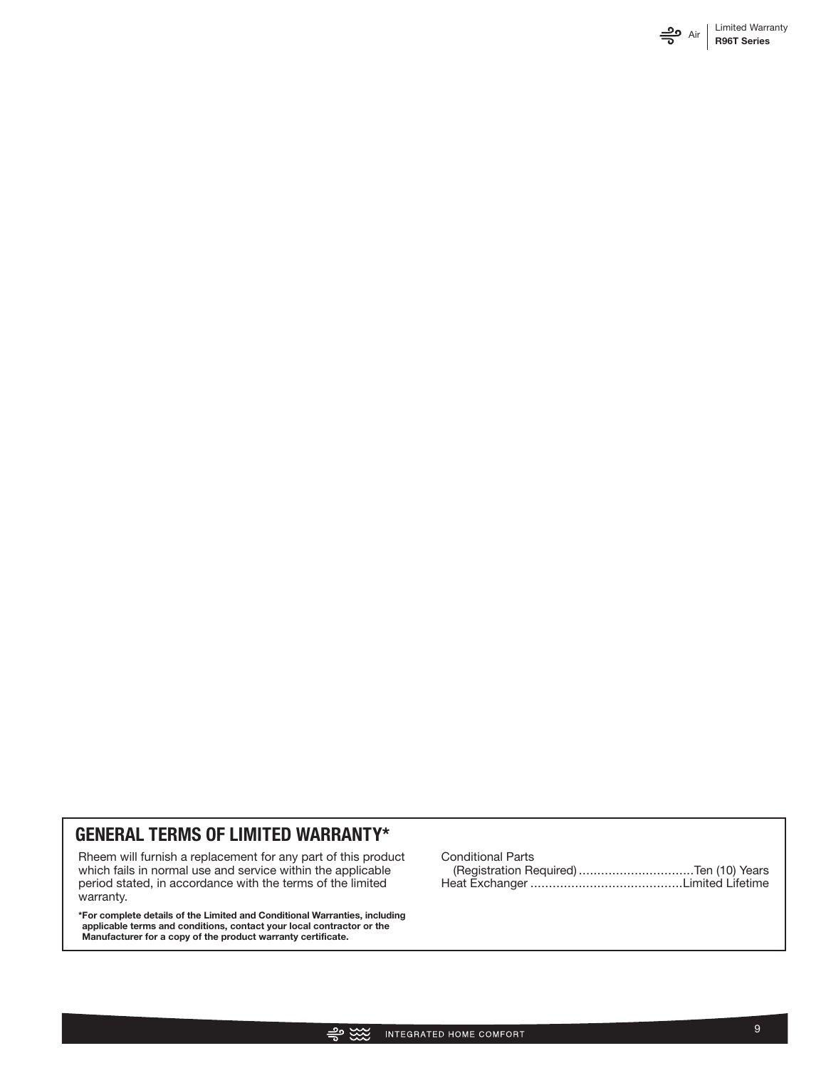## GENERAL TERMS OF LIMITED WARRANTY*

Rheem will furnish a replacement for any part of this product which fails in normal use and service within the applicable period stated, in accordance with the terms of the limited warranty.

**\*For complete details of the Limited and Conditional Warranties, including applicable terms and conditions, contact your local contractor or the Manufacturer for a copy of the product warranty certificate.**

Conditional Parts
(Registration Required) ..............................Ten (10) Years
Heat Exchanger ........................................Limited Lifetime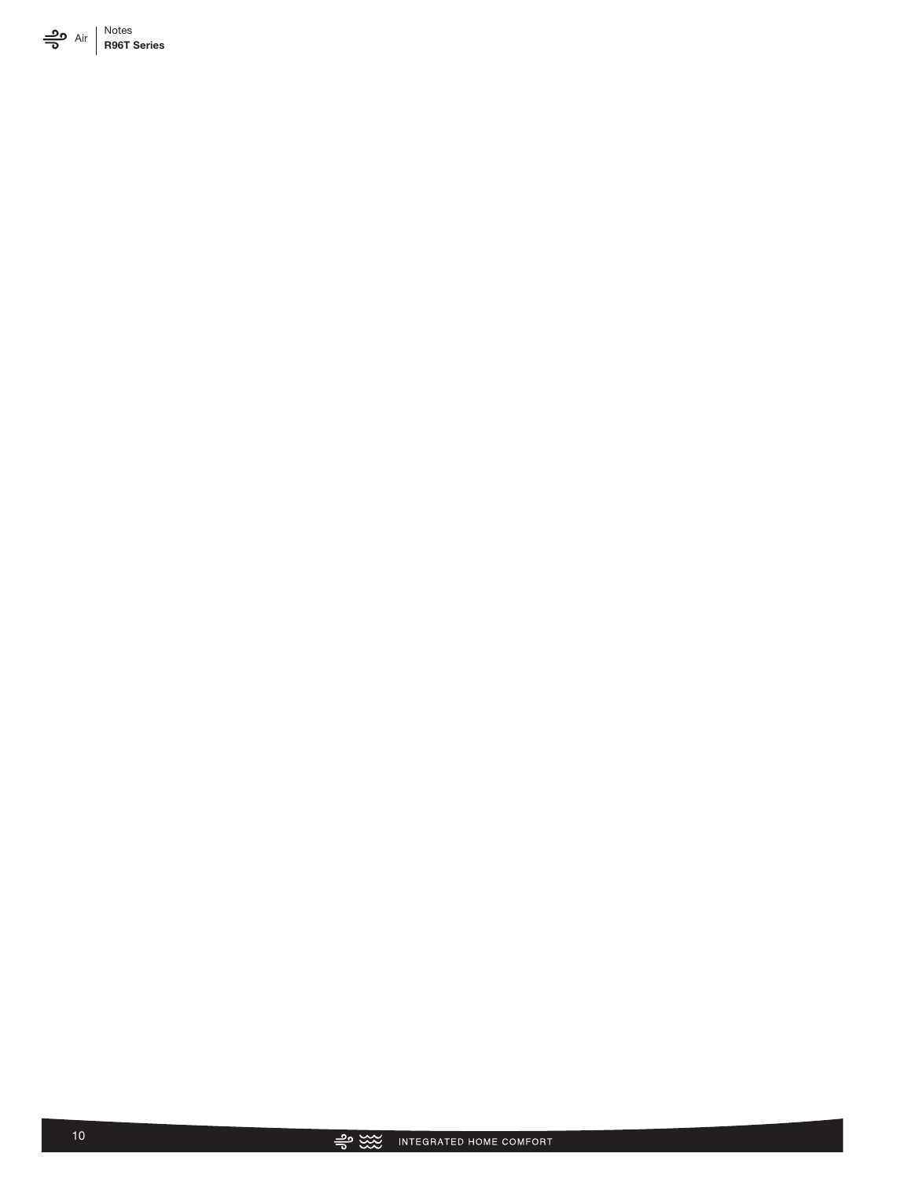# Notes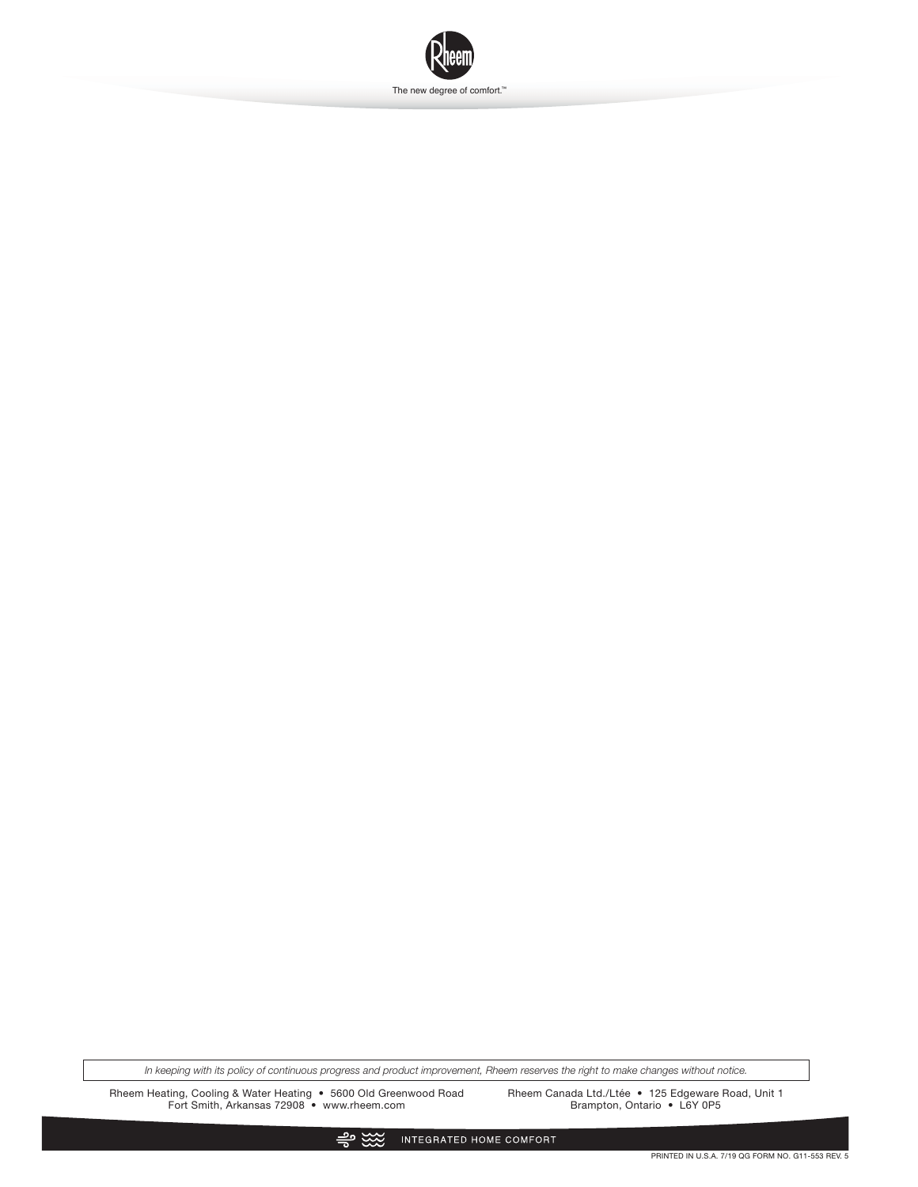The new degree of comfort.™

*In keeping with its policy of continuous progress and product improvement, Rheem reserves the right to make changes without notice.*

Rheem Heating, Cooling & Water Heating • 5600 Old Greenwood Road
Fort Smith, Arkansas 72908 • www.rheem.com

Rheem Canada Ltd./Ltée • 125 Edgeware Road, Unit 1
Brampton, Ontario • L6Y 0P5

INTEGRATED HOME COMFORT

PRINTED IN U.S.A. 7/19 QG FORM NO. G11-553 REV. 5